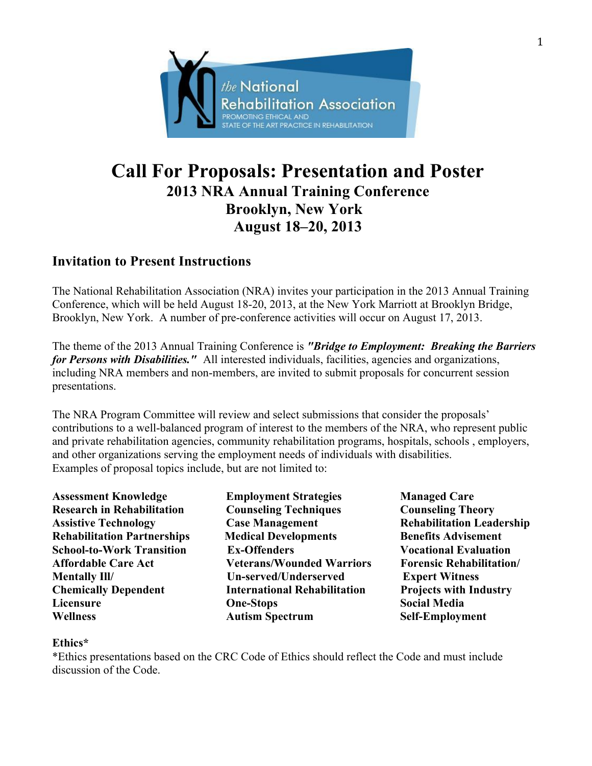# Call For Proposals: Presentation and Poster

## 2013 NRA Annual Training Conference
## Brooklyn, New York
## August 18–20, 2013

### Invitation to Present Instructions

The National Rehabilitation Association (NRA) invites your participation in the 2013 Annual Training Conference, which will be held August 18-20, 2013, at the New York Marriott at Brooklyn Bridge, Brooklyn, New York. A number of pre-conference activities will occur on August 17, 2013.

The theme of the 2013 Annual Training Conference is ***"Bridge to Employment: Breaking the Barriers for Persons with Disabilities."*** All interested individuals, facilities, agencies and organizations, including NRA members and non-members, are invited to submit proposals for concurrent session presentations.

The NRA Program Committee will review and select submissions that consider the proposals' contributions to a well-balanced program of interest to the members of the NRA, who represent public and private rehabilitation agencies, community rehabilitation programs, hospitals, schools , employers, and other organizations serving the employment needs of individuals with disabilities. Examples of proposal topics include, but are not limited to:

- **Assessment Knowledge**
- **Research in Rehabilitation**
- **Assistive Technology**
- **Rehabilitation Partnerships**
- **School-to-Work Transition**
- **Affordable Care Act**
- **Mentally Ill/ Chemically Dependent**
- **Licensure**
- **Wellness**
- **Employment Strategies**
- **Counseling Techniques**
- **Case Management**
- **Medical Developments**
- **Ex-Offenders**
- **Veterans/Wounded Warriors**
- **Un-served/Underserved**
- **International Rehabilitation**
- **One-Stops**
- **Autism Spectrum**
- **Managed Care**
- **Counseling Theory**
- **Rehabilitation Leadership**
- **Benefits Advisement**
- **Vocational Evaluation**
- **Forensic Rehabilitation/ Expert Witness**
- **Projects with Industry**
- **Social Media**
- **Self-Employment**
- **Ethics***

*Ethics presentations based on the CRC Code of Ethics should reflect the Code and must include discussion of the Code.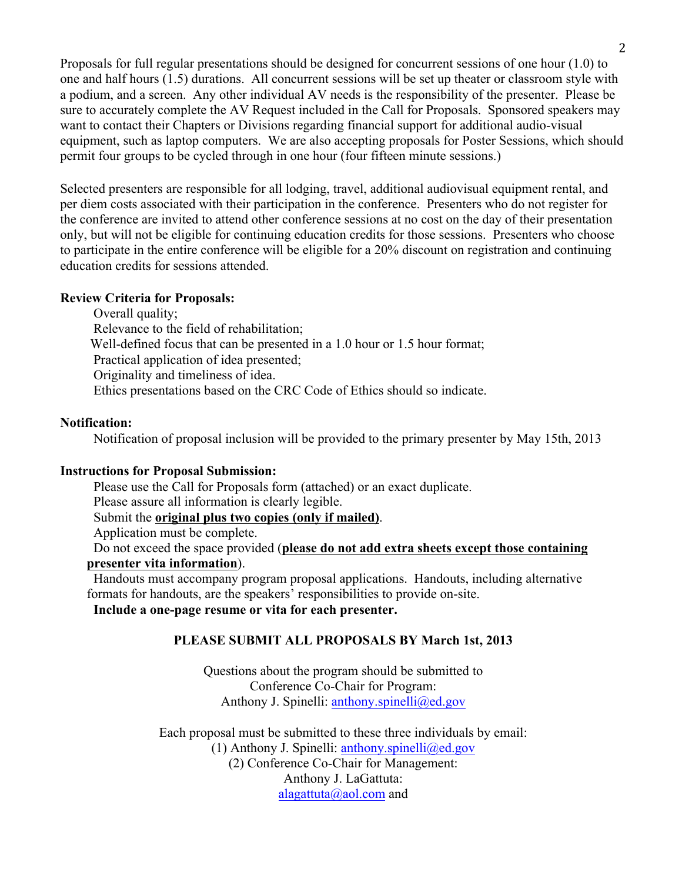Proposals for full regular presentations should be designed for concurrent sessions of one hour (1.0) to one and half hours (1.5) durations. All concurrent sessions will be set up theater or classroom style with a podium, and a screen. Any other individual AV needs is the responsibility of the presenter. Please be sure to accurately complete the AV Request included in the Call for Proposals. Sponsored speakers may want to contact their Chapters or Divisions regarding financial support for additional audio-visual equipment, such as laptop computers. We are also accepting proposals for Poster Sessions, which should permit four groups to be cycled through in one hour (four fifteen minute sessions.)

Selected presenters are responsible for all lodging, travel, additional audiovisual equipment rental, and per diem costs associated with their participation in the conference. Presenters who do not register for the conference are invited to attend other conference sessions at no cost on the day of their presentation only, but will not be eligible for continuing education credits for those sessions. Presenters who choose to participate in the entire conference will be eligible for a 20% discount on registration and continuing education credits for sessions attended.

**Review Criteria for Proposals:**

Overall quality;
Relevance to the field of rehabilitation;
Well-defined focus that can be presented in a 1.0 hour or 1.5 hour format;
Practical application of idea presented;
Originality and timeliness of idea.
Ethics presentations based on the CRC Code of Ethics should so indicate.

**Notification:**

Notification of proposal inclusion will be provided to the primary presenter by May 15th, 2013

**Instructions for Proposal Submission:**

Please use the Call for Proposals form (attached) or an exact duplicate.
Please assure all information is clearly legible.
Submit the **original plus two copies (only if mailed)**.
Application must be complete.
Do not exceed the space provided (**please do not add extra sheets except those containing presenter vita information**).
Handouts must accompany program proposal applications. Handouts, including alternative formats for handouts, are the speakers' responsibilities to provide on-site.
**Include a one-page resume or vita for each presenter.**

**PLEASE SUBMIT ALL PROPOSALS BY March 1st, 2013**

Questions about the program should be submitted to
Conference Co-Chair for Program:
Anthony J. Spinelli: anthony.spinelli@ed.gov

Each proposal must be submitted to these three individuals by email:
(1) Anthony J. Spinelli: anthony.spinelli@ed.gov
(2) Conference Co-Chair for Management:
Anthony J. LaGattuta:
alagattuta@aol.com and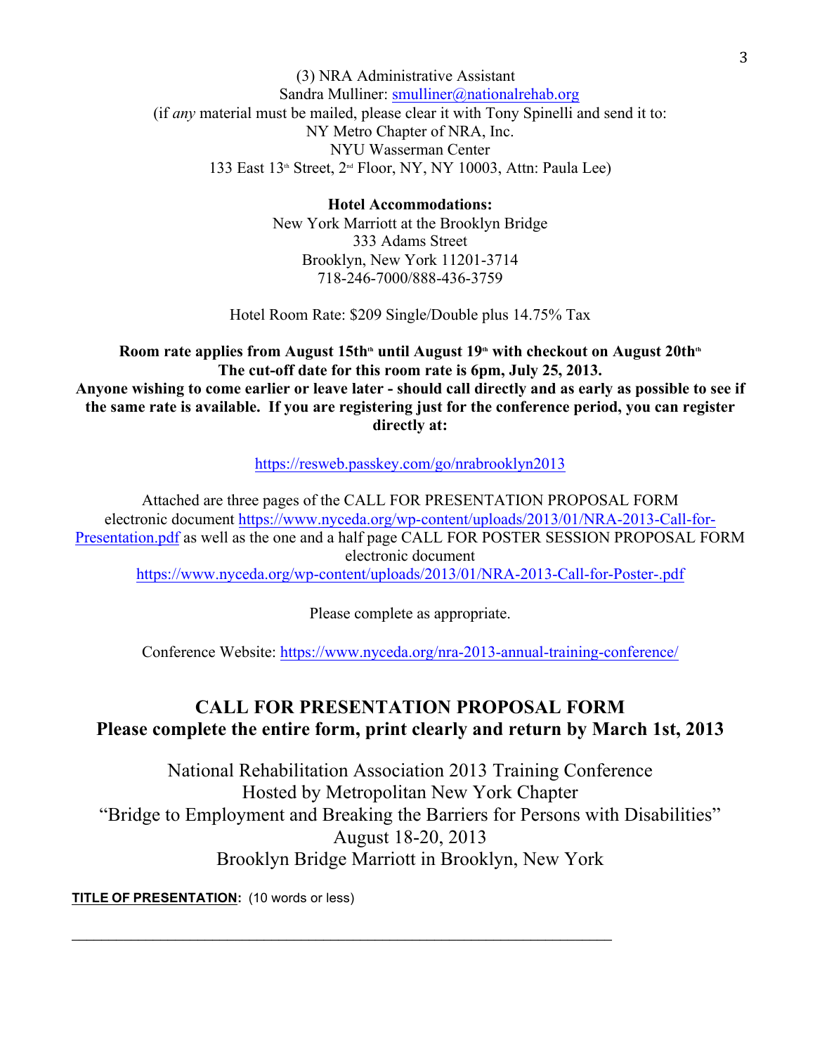(3) NRA Administrative Assistant
Sandra Mulliner: smulliner@nationalrehab.org
(if *any* material must be mailed, please clear it with Tony Spinelli and send it to:
NY Metro Chapter of NRA, Inc.
NYU Wasserman Center
133 East 13th Street, 2nd Floor, NY, NY 10003, Attn: Paula Lee)

**Hotel Accommodations:**
New York Marriott at the Brooklyn Bridge
333 Adams Street
Brooklyn, New York 11201-3714
718-246-7000/888-436-3759

Hotel Room Rate: $209 Single/Double plus 14.75% Tax

**Room rate applies from August 15th until August 19th with checkout on August 20th**
**The cut-off date for this room rate is 6pm, July 25, 2013.**
**Anyone wishing to come earlier or leave later - should call directly and as early as possible to see if the same rate is available. If you are registering just for the conference period, you can register directly at:**

https://resweb.passkey.com/go/nrabrooklyn2013

Attached are three pages of the CALL FOR PRESENTATION PROPOSAL FORM electronic document https://www.nyceda.org/wp-content/uploads/2013/01/NRA-2013-Call-for-Presentation.pdf as well as the one and a half page CALL FOR POSTER SESSION PROPOSAL FORM electronic document https://www.nyceda.org/wp-content/uploads/2013/01/NRA-2013-Call-for-Poster-.pdf

Please complete as appropriate.

Conference Website: https://www.nyceda.org/nra-2013-annual-training-conference/

## CALL FOR PRESENTATION PROPOSAL FORM
## Please complete the entire form, print clearly and return by March 1st, 2013

National Rehabilitation Association 2013 Training Conference
Hosted by Metropolitan New York Chapter
"Bridge to Employment and Breaking the Barriers for Persons with Disabilities"
August 18-20, 2013
Brooklyn Bridge Marriott in Brooklyn, New York

**TITLE OF PRESENTATION:** (10 words or less)

___________________________________________________________________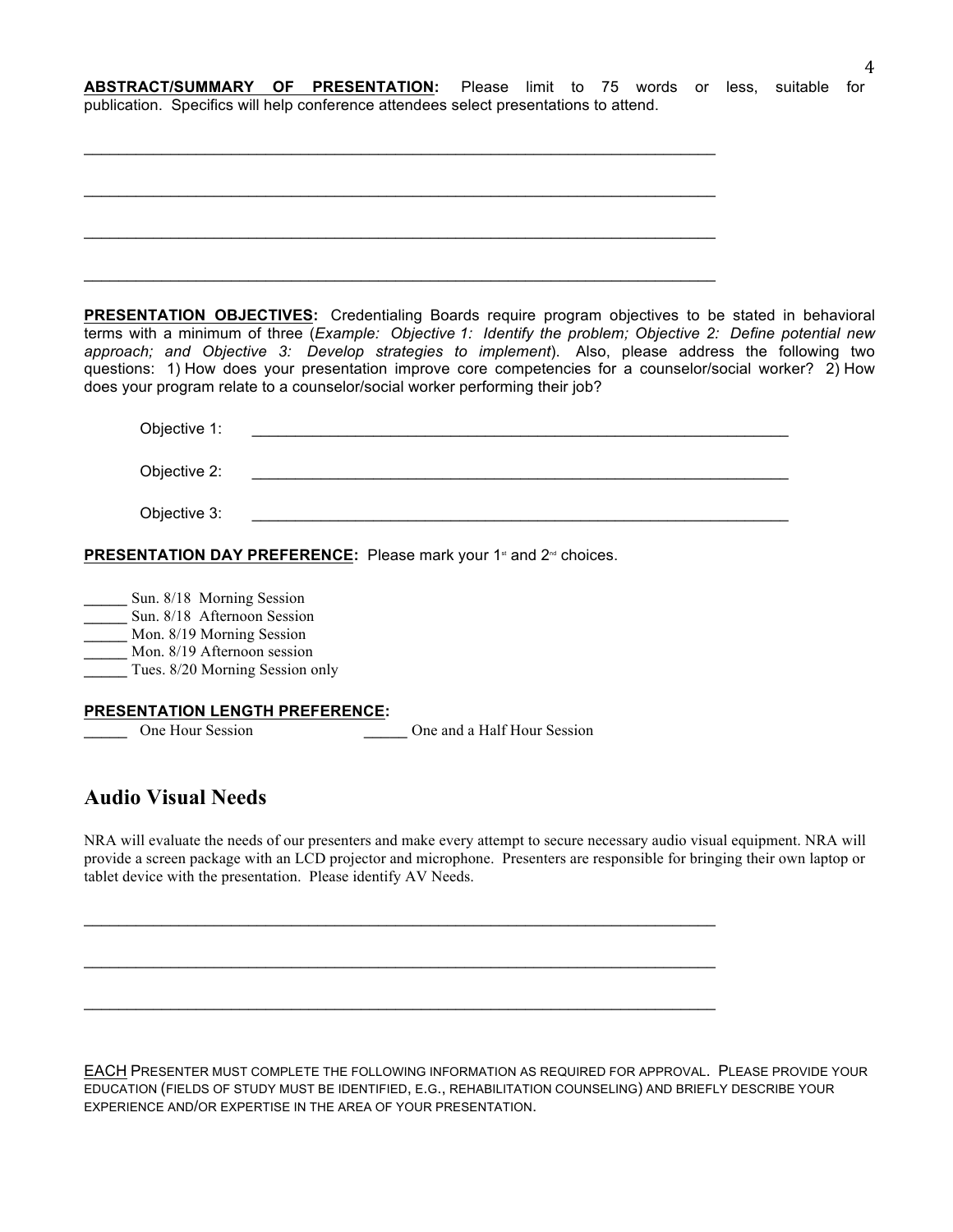**ABSTRACT/SUMMARY OF PRESENTATION:** Please limit to 75 words or less, suitable for publication. Specifics will help conference attendees select presentations to attend.

\_\_\_\_\_\_\_\_\_\_\_\_\_\_\_\_\_\_\_\_\_\_\_\_\_\_\_\_\_\_\_\_\_\_\_\_\_\_\_\_\_\_\_\_\_\_\_\_\_\_\_\_\_\_\_\_\_\_\_\_\_\_\_\_\_\_\_\_\_\_\_\_\_\_

\_\_\_\_\_\_\_\_\_\_\_\_\_\_\_\_\_\_\_\_\_\_\_\_\_\_\_\_\_\_\_\_\_\_\_\_\_\_\_\_\_\_\_\_\_\_\_\_\_\_\_\_\_\_\_\_\_\_\_\_\_\_\_\_\_\_\_\_\_\_\_\_\_\_

\_\_\_\_\_\_\_\_\_\_\_\_\_\_\_\_\_\_\_\_\_\_\_\_\_\_\_\_\_\_\_\_\_\_\_\_\_\_\_\_\_\_\_\_\_\_\_\_\_\_\_\_\_\_\_\_\_\_\_\_\_\_\_\_\_\_\_\_\_\_\_\_\_\_

\_\_\_\_\_\_\_\_\_\_\_\_\_\_\_\_\_\_\_\_\_\_\_\_\_\_\_\_\_\_\_\_\_\_\_\_\_\_\_\_\_\_\_\_\_\_\_\_\_\_\_\_\_\_\_\_\_\_\_\_\_\_\_\_\_\_\_\_\_\_\_\_\_\_

**PRESENTATION OBJECTIVES:** Credentialing Boards require program objectives to be stated in behavioral terms with a minimum of three (*Example: Objective 1: Identify the problem; Objective 2: Define potential new approach; and Objective 3: Develop strategies to implement*). Also, please address the following two questions: 1) How does your presentation improve core competencies for a counselor/social worker? 2) How does your program relate to a counselor/social worker performing their job?

Objective 1: \_\_\_\_\_\_\_\_\_\_\_\_\_\_\_\_\_\_\_\_\_\_\_\_\_\_\_\_\_\_\_\_\_\_\_\_\_\_\_\_\_\_\_\_\_\_\_\_\_\_\_\_\_\_\_\_\_\_\_\_

Objective 2: \_\_\_\_\_\_\_\_\_\_\_\_\_\_\_\_\_\_\_\_\_\_\_\_\_\_\_\_\_\_\_\_\_\_\_\_\_\_\_\_\_\_\_\_\_\_\_\_\_\_\_\_\_\_\_\_\_\_\_\_

Objective 3: \_\_\_\_\_\_\_\_\_\_\_\_\_\_\_\_\_\_\_\_\_\_\_\_\_\_\_\_\_\_\_\_\_\_\_\_\_\_\_\_\_\_\_\_\_\_\_\_\_\_\_\_\_\_\_\_\_\_\_\_

**PRESENTATION DAY PREFERENCE:** Please mark your 1st and 2nd choices.

\_\_\_\_\_ Sun. 8/18 Morning Session
\_\_\_\_\_ Sun. 8/18 Afternoon Session
\_\_\_\_\_ Mon. 8/19 Morning Session
\_\_\_\_\_ Mon. 8/19 Afternoon session
\_\_\_\_\_ Tues. 8/20 Morning Session only

**PRESENTATION LENGTH PREFERENCE:**
\_\_\_\_\_ One Hour Session \_\_\_\_\_ One and a Half Hour Session

## Audio Visual Needs

NRA will evaluate the needs of our presenters and make every attempt to secure necessary audio visual equipment. NRA will provide a screen package with an LCD projector and microphone. Presenters are responsible for bringing their own laptop or tablet device with the presentation. Please identify AV Needs.

\_\_\_\_\_\_\_\_\_\_\_\_\_\_\_\_\_\_\_\_\_\_\_\_\_\_\_\_\_\_\_\_\_\_\_\_\_\_\_\_\_\_\_\_\_\_\_\_\_\_\_\_\_\_\_\_\_\_\_\_\_\_\_\_\_\_\_\_\_\_\_\_\_\_

\_\_\_\_\_\_\_\_\_\_\_\_\_\_\_\_\_\_\_\_\_\_\_\_\_\_\_\_\_\_\_\_\_\_\_\_\_\_\_\_\_\_\_\_\_\_\_\_\_\_\_\_\_\_\_\_\_\_\_\_\_\_\_\_\_\_\_\_\_\_\_\_\_\_

\_\_\_\_\_\_\_\_\_\_\_\_\_\_\_\_\_\_\_\_\_\_\_\_\_\_\_\_\_\_\_\_\_\_\_\_\_\_\_\_\_\_\_\_\_\_\_\_\_\_\_\_\_\_\_\_\_\_\_\_\_\_\_\_\_\_\_\_\_\_\_\_\_\_

EACH PRESENTER MUST COMPLETE THE FOLLOWING INFORMATION AS REQUIRED FOR APPROVAL. PLEASE PROVIDE YOUR EDUCATION (FIELDS OF STUDY MUST BE IDENTIFIED, E.G., REHABILITATION COUNSELING) AND BRIEFLY DESCRIBE YOUR EXPERIENCE AND/OR EXPERTISE IN THE AREA OF YOUR PRESENTATION.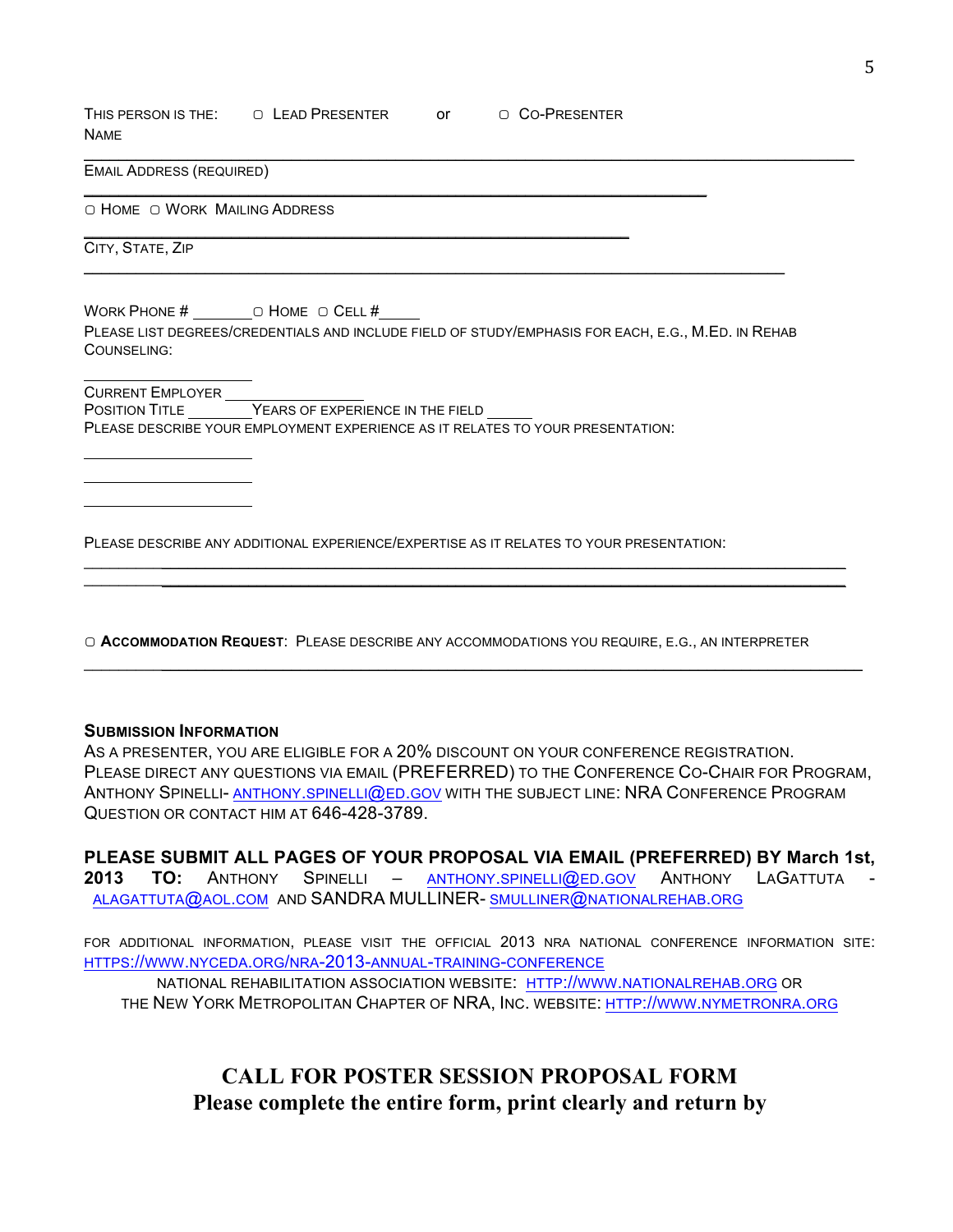This person is the: ▢ Lead Presenter or ▢ Co-Presenter

Name

___________________________________________________________________________________

Email Address (required)

___________________________________________________________________

▢ Home ▢ Work Mailing Address

___________________________________________________________

City, State, Zip

___________________________________________________________________________

Work Phone # _______ ▢ Home ▢ Cell #_____

Please list degrees/credentials and include field of study/emphasis for each, e.g., M.Ed. in Rehab Counseling:

___________________

Current Employer _______________

Position Title _______ Years of experience in the field _____

Please describe your employment experience as it relates to your presentation:

___________________

___________________

___________________

Please describe any additional experience/expertise as it relates to your presentation:

___________________________________________________________________________________

___________________________________________________________________________________

▢ **Accommodation Request**: Please describe any accommodations you require, e.g., an interpreter

___________________________________________________________________________________

**Submission Information**

As a presenter, you are eligible for a 20% discount on your conference registration.
Please direct any questions via email (PREFERRED) to the Conference Co-Chair for Program, Anthony Spinelli- ANTHONY.SPINELLI@ED.GOV with the subject line: NRA Conference Program Question or contact him at 646-428-3789.

**PLEASE SUBMIT ALL PAGES OF YOUR PROPOSAL VIA EMAIL (PREFERRED) BY March 1st, 2013 TO:** Anthony Spinelli – ANTHONY.SPINELLI@ED.GOV Anthony LaGattuta - ALAGATTUTA@AOL.COM and SANDRA MULLINER- SMULLINER@NATIONALREHAB.ORG

For additional information, please visit the official 2013 NRA National Conference information site: HTTPS://WWW.NYCEDA.ORG/NRA-2013-ANNUAL-TRAINING-CONFERENCE

National Rehabilitation Association website: HTTP://WWW.NATIONALREHAB.ORG or the New York Metropolitan Chapter of NRA, Inc. website: HTTP://WWW.NYMETRONRA.ORG

## CALL FOR POSTER SESSION PROPOSAL FORM

**Please complete the entire form, print clearly and return by**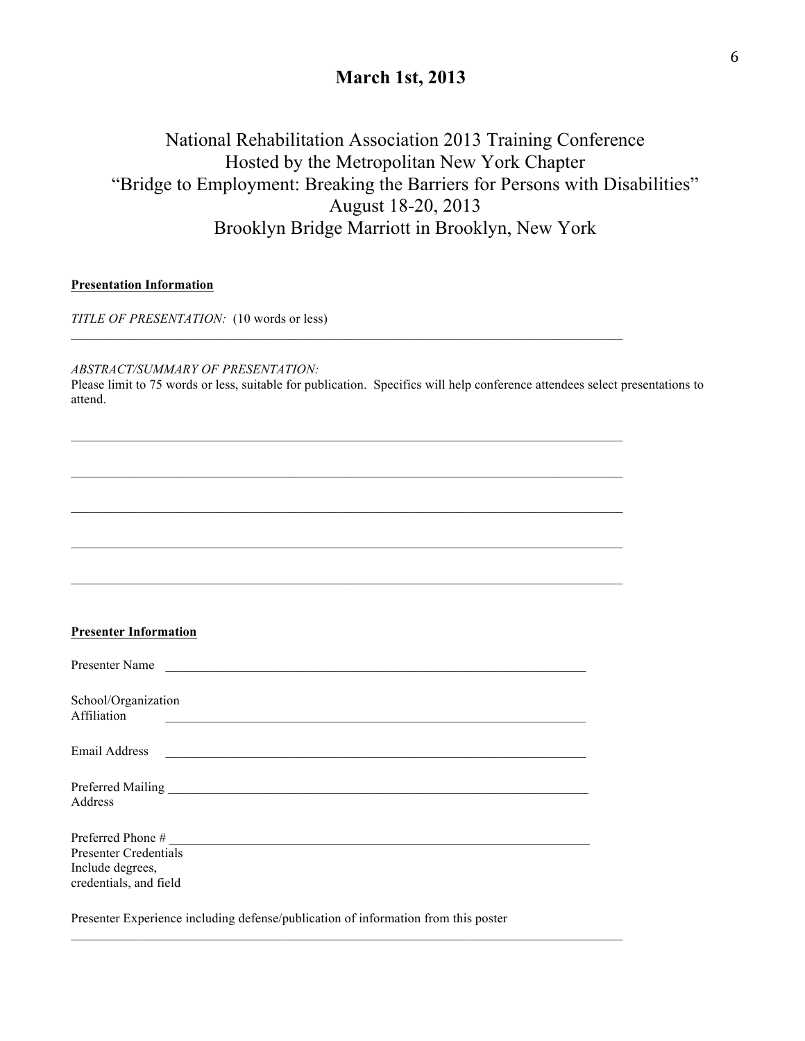**March 1st, 2013**

National Rehabilitation Association 2013 Training Conference
Hosted by the Metropolitan New York Chapter
"Bridge to Employment: Breaking the Barriers for Persons with Disabilities"
August 18-20, 2013
Brooklyn Bridge Marriott in Brooklyn, New York

**Presentation Information**

*TITLE OF PRESENTATION:* (10 words or less)

___________________________________________________________________________

*ABSTRACT/SUMMARY OF PRESENTATION:*
Please limit to 75 words or less, suitable for publication. Specifics will help conference attendees select presentations to attend.

___________________________________________________________________________

___________________________________________________________________________

___________________________________________________________________________

___________________________________________________________________________

___________________________________________________________________________

**Presenter Information**

Presenter Name ___________________________________________________________

School/Organization
Affiliation ___________________________________________________________

Email Address ___________________________________________________________

Preferred Mailing ___________________________________________________________
Address

Preferred Phone # ___________________________________________________________
Presenter Credentials
Include degrees,
credentials, and field

Presenter Experience including defense/publication of information from this poster

___________________________________________________________________________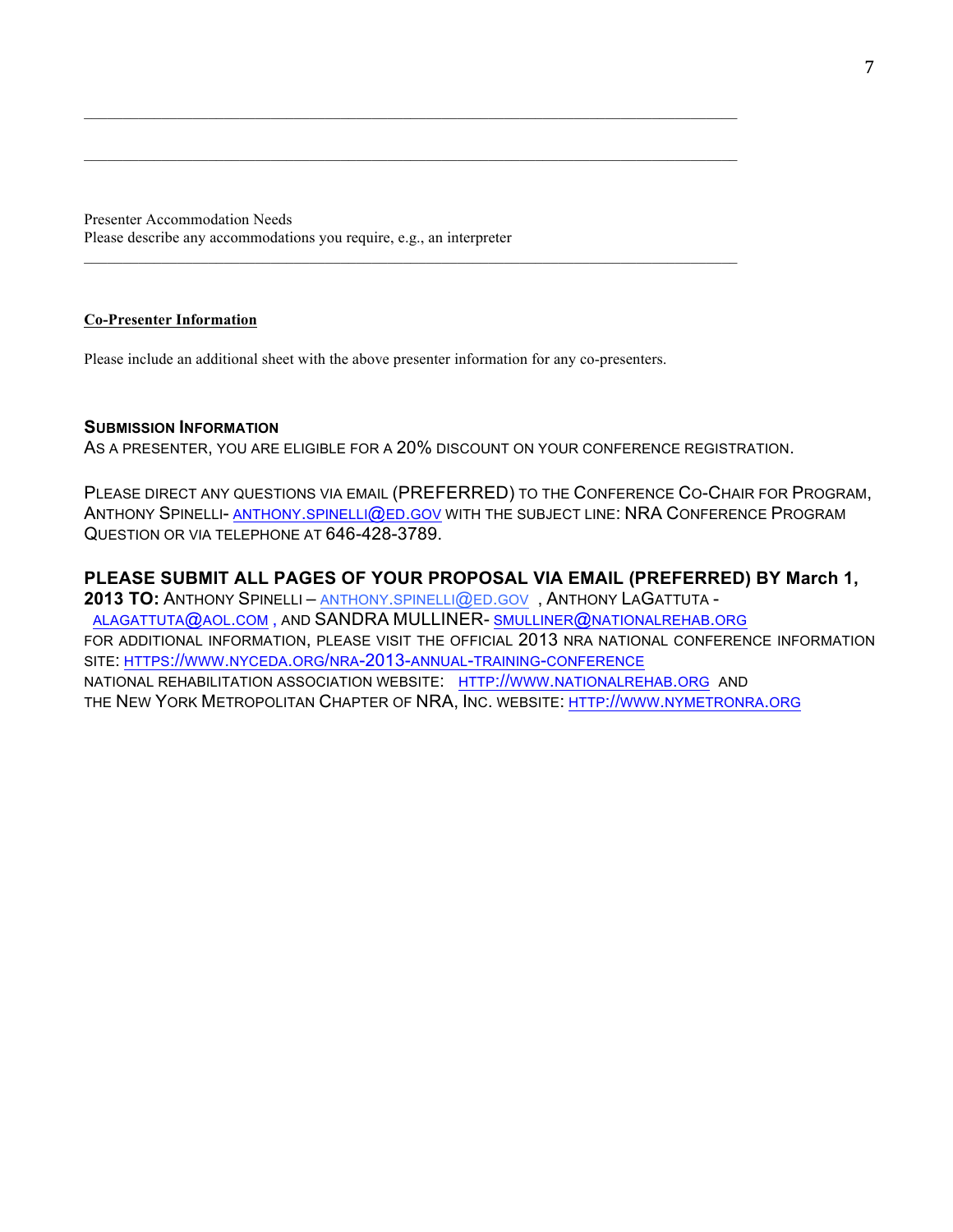\_\_\_\_\_\_\_\_\_\_\_\_\_\_\_\_\_\_\_\_\_\_\_\_\_\_\_\_\_\_\_\_\_\_\_\_\_\_\_\_\_\_\_\_\_\_\_\_\_\_\_\_\_\_\_\_\_\_\_\_\_\_\_\_\_\_\_\_\_\_\_\_\_\_\_\_\_\_

\_\_\_\_\_\_\_\_\_\_\_\_\_\_\_\_\_\_\_\_\_\_\_\_\_\_\_\_\_\_\_\_\_\_\_\_\_\_\_\_\_\_\_\_\_\_\_\_\_\_\_\_\_\_\_\_\_\_\_\_\_\_\_\_\_\_\_\_\_\_\_\_\_\_\_\_\_\_

Presenter Accommodation Needs
Please describe any accommodations you require, e.g., an interpreter

\_\_\_\_\_\_\_\_\_\_\_\_\_\_\_\_\_\_\_\_\_\_\_\_\_\_\_\_\_\_\_\_\_\_\_\_\_\_\_\_\_\_\_\_\_\_\_\_\_\_\_\_\_\_\_\_\_\_\_\_\_\_\_\_\_\_\_\_\_\_\_\_\_\_\_\_\_\_

**Co-Presenter Information**

Please include an additional sheet with the above presenter information for any co-presenters.

**SUBMISSION INFORMATION**

AS A PRESENTER, YOU ARE ELIGIBLE FOR A 20% DISCOUNT ON YOUR CONFERENCE REGISTRATION.

PLEASE DIRECT ANY QUESTIONS VIA EMAIL (PREFERRED) TO THE CONFERENCE CO-CHAIR FOR PROGRAM, ANTHONY SPINELLI- ANTHONY.SPINELLI@ED.GOV WITH THE SUBJECT LINE: NRA CONFERENCE PROGRAM QUESTION OR VIA TELEPHONE AT 646-428-3789.

**PLEASE SUBMIT ALL PAGES OF YOUR PROPOSAL VIA EMAIL (PREFERRED) BY March 1, 2013 TO:** ANTHONY SPINELLI – ANTHONY.SPINELLI@ED.GOV , ANTHONY LAGATTUTA - ALAGATTUTA@AOL.COM , AND SANDRA MULLINER- SMULLINER@NATIONALREHAB.ORG
FOR ADDITIONAL INFORMATION, PLEASE VISIT THE OFFICIAL 2013 NRA NATIONAL CONFERENCE INFORMATION SITE: HTTPS://WWW.NYCEDA.ORG/NRA-2013-ANNUAL-TRAINING-CONFERENCE
NATIONAL REHABILITATION ASSOCIATION WEBSITE: HTTP://WWW.NATIONALREHAB.ORG AND THE NEW YORK METROPOLITAN CHAPTER OF NRA, INC. WEBSITE: HTTP://WWW.NYMETRONRA.ORG